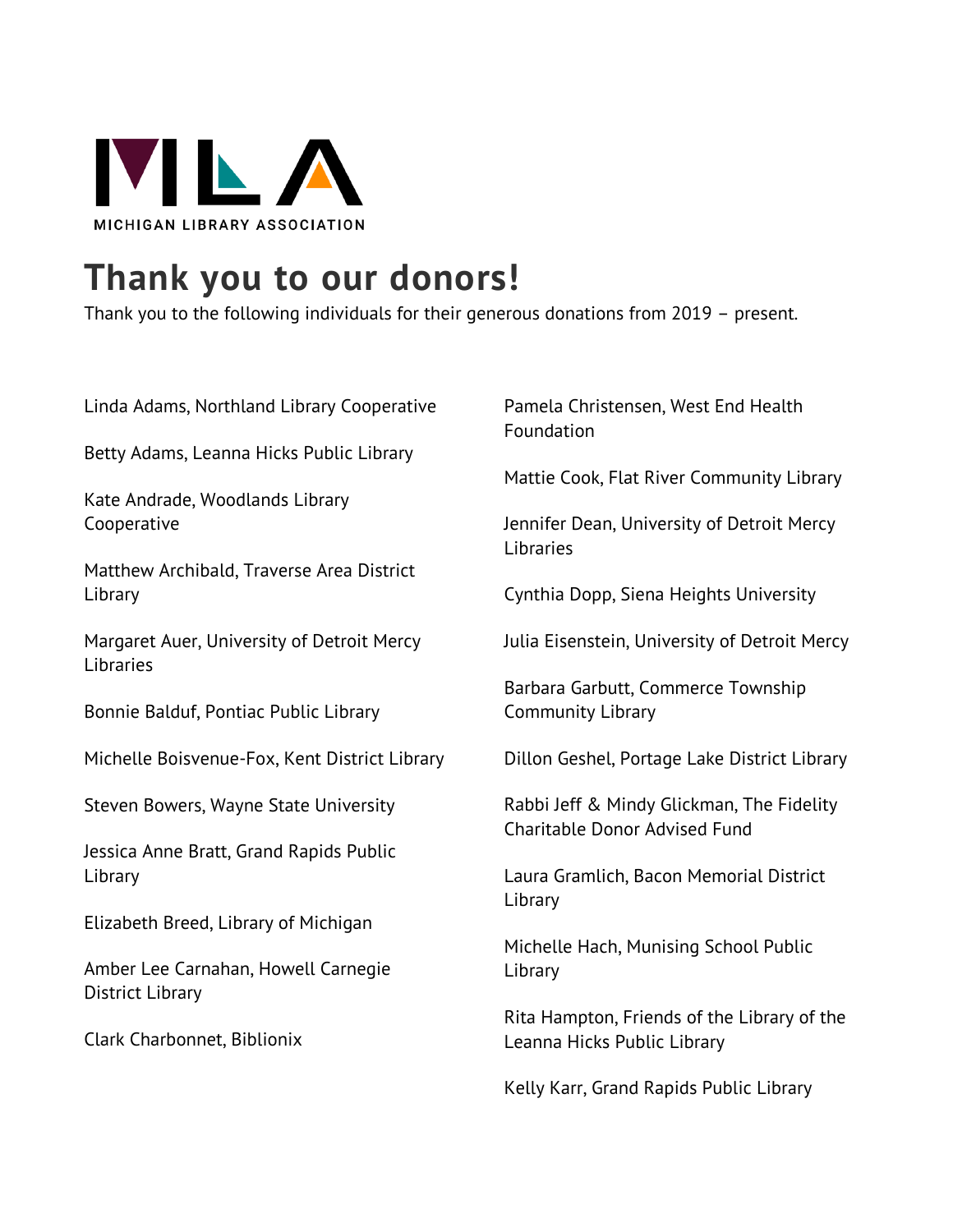MICHIGAN LIBRARY ASSOCIATION

# Thank you to our donors!

Thank you to the following individuals for their generous donations from 2019 – present.

Linda Adams, Northland Library Cooperative

Betty Adams, Leanna Hicks Public Library

Kate Andrade, Woodlands Library Cooperative

Matthew Archibald, Traverse Area District Library

Margaret Auer, University of Detroit Mercy Libraries

Bonnie Balduf, Pontiac Public Library

Michelle Boisvenue-Fox, Kent District Library

Steven Bowers, Wayne State University

Jessica Anne Bratt, Grand Rapids Public Library

Elizabeth Breed, Library of Michigan

Amber Lee Carnahan, Howell Carnegie District Library

Clark Charbonnet, Biblionix

Pamela Christensen, West End Health Foundation

Mattie Cook, Flat River Community Library

Jennifer Dean, University of Detroit Mercy Libraries

Cynthia Dopp, Siena Heights University

Julia Eisenstein, University of Detroit Mercy

Barbara Garbutt, Commerce Township Community Library

Dillon Geshel, Portage Lake District Library

Rabbi Jeff & Mindy Glickman, The Fidelity Charitable Donor Advised Fund

Laura Gramlich, Bacon Memorial District Library

Michelle Hach, Munising School Public Library

Rita Hampton, Friends of the Library of the Leanna Hicks Public Library

Kelly Karr, Grand Rapids Public Library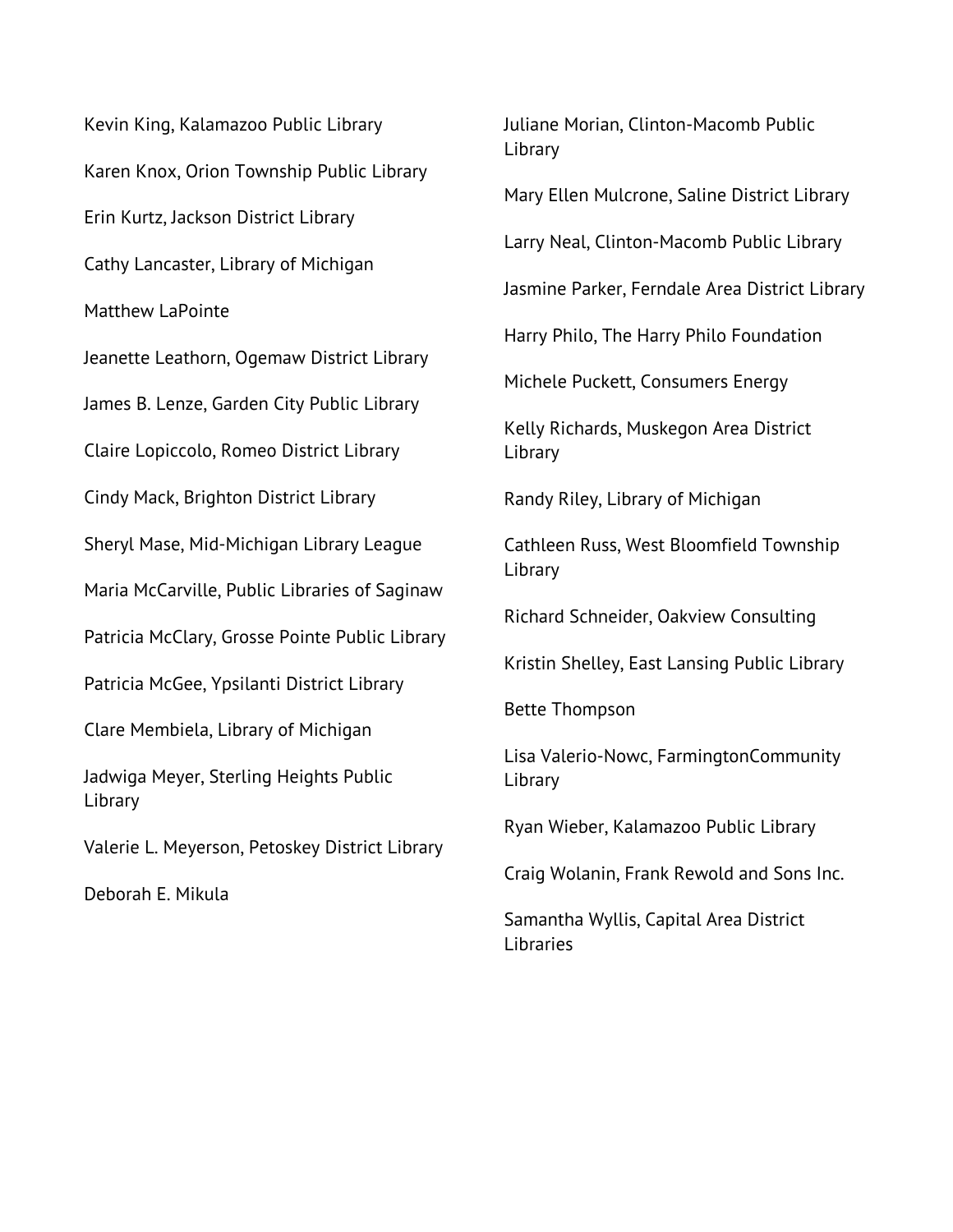Kevin King, Kalamazoo Public Library

Karen Knox, Orion Township Public Library

Erin Kurtz, Jackson District Library

Cathy Lancaster, Library of Michigan

Matthew LaPointe

Jeanette Leathorn, Ogemaw District Library

James B. Lenze, Garden City Public Library

Claire Lopiccolo, Romeo District Library

Cindy Mack, Brighton District Library

Sheryl Mase, Mid-Michigan Library League

Maria McCarville, Public Libraries of Saginaw

Patricia McClary, Grosse Pointe Public Library

Patricia McGee, Ypsilanti District Library

Clare Membiela, Library of Michigan

Jadwiga Meyer, Sterling Heights Public Library

Valerie L. Meyerson, Petoskey District Library

Deborah E. Mikula

Juliane Morian, Clinton-Macomb Public Library

Mary Ellen Mulcrone, Saline District Library

Larry Neal, Clinton-Macomb Public Library

Jasmine Parker, Ferndale Area District Library

Harry Philo, The Harry Philo Foundation

Michele Puckett, Consumers Energy

Kelly Richards, Muskegon Area District Library

Randy Riley, Library of Michigan

Cathleen Russ, West Bloomfield Township Library

Richard Schneider, Oakview Consulting

Kristin Shelley, East Lansing Public Library

Bette Thompson

Lisa Valerio-Nowc, FarmingtonCommunity Library

Ryan Wieber, Kalamazoo Public Library

Craig Wolanin, Frank Rewold and Sons Inc.

Samantha Wyllis, Capital Area District Libraries